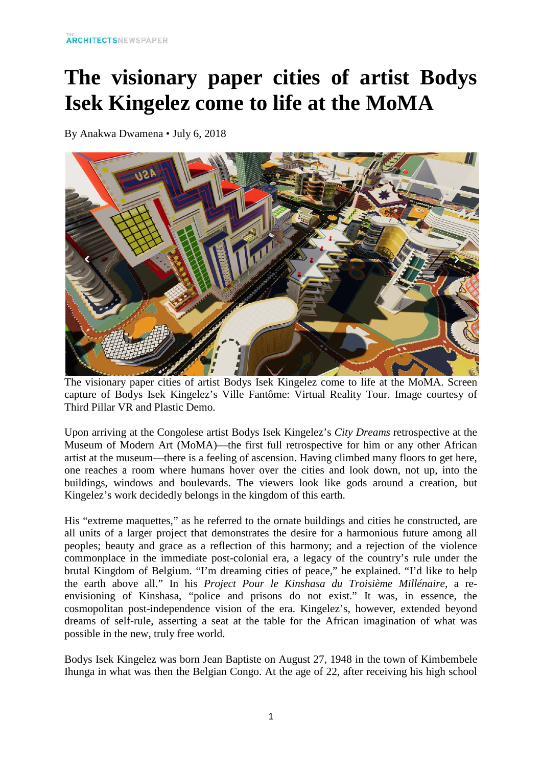THE ARCHITECTSNEWSPAPER

# The visionary paper cities of artist Bodys Isek Kingelez come to life at the MoMA

By Anakwa Dwamena • July 6, 2018

The visionary paper cities of artist Bodys Isek Kingelez come to life at the MoMA. Screen capture of Bodys Isek Kingelez's Ville Fantôme: Virtual Reality Tour. Image courtesy of Third Pillar VR and Plastic Demo.

Upon arriving at the Congolese artist Bodys Isek Kingelez's *City Dreams* retrospective at the Museum of Modern Art (MoMA)—the first full retrospective for him or any other African artist at the museum—there is a feeling of ascension. Having climbed many floors to get here, one reaches a room where humans hover over the cities and look down, not up, into the buildings, windows and boulevards. The viewers look like gods around a creation, but Kingelez's work decidedly belongs in the kingdom of this earth.

His "extreme maquettes," as he referred to the ornate buildings and cities he constructed, are all units of a larger project that demonstrates the desire for a harmonious future among all peoples; beauty and grace as a reflection of this harmony; and a rejection of the violence commonplace in the immediate post-colonial era, a legacy of the country's rule under the brutal Kingdom of Belgium. "I'm dreaming cities of peace," he explained. "I'd like to help the earth above all." In his *Project Pour le Kinshasa du Troisième Millénaire*, a re-envisioning of Kinshasa, "police and prisons do not exist." It was, in essence, the cosmopolitan post-independence vision of the era. Kingelez's, however, extended beyond dreams of self-rule, asserting a seat at the table for the African imagination of what was possible in the new, truly free world.

Bodys Isek Kingelez was born Jean Baptiste on August 27, 1948 in the town of Kimbembele Ihunga in what was then the Belgian Congo. At the age of 22, after receiving his high school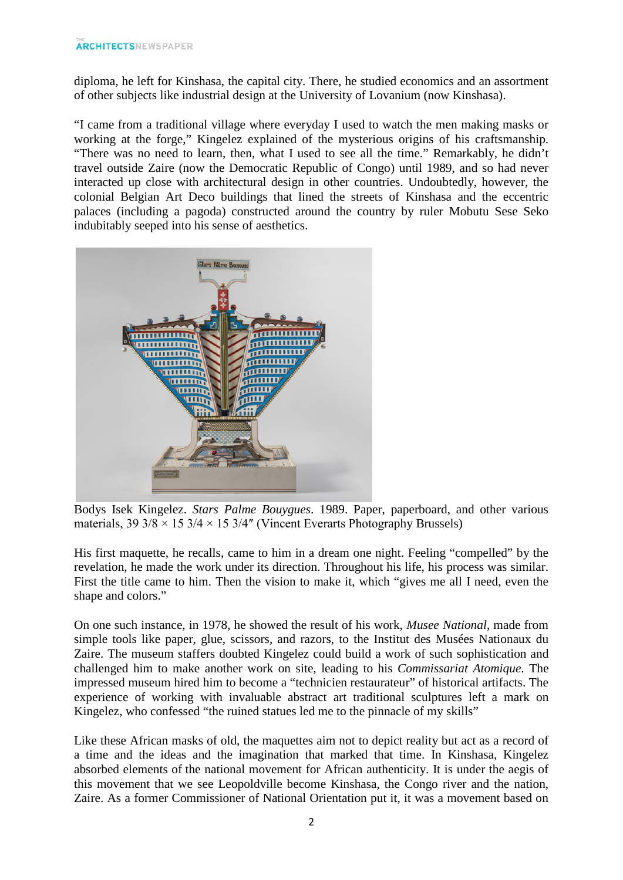diploma, he left for Kinshasa, the capital city. There, he studied economics and an assortment of other subjects like industrial design at the University of Lovanium (now Kinshasa).

"I came from a traditional village where everyday I used to watch the men making masks or working at the forge," Kingelez explained of the mysterious origins of his craftsmanship. "There was no need to learn, then, what I used to see all the time." Remarkably, he didn't travel outside Zaire (now the Democratic Republic of Congo) until 1989, and so had never interacted up close with architectural design in other countries. Undoubtedly, however, the colonial Belgian Art Deco buildings that lined the streets of Kinshasa and the eccentric palaces (including a pagoda) constructed around the country by ruler Mobutu Sese Seko indubitably seeped into his sense of aesthetics.

Bodys Isek Kingelez. *Stars Palme Bouygues*. 1989. Paper, paperboard, and other various materials, 39 3/8 × 15 3/4 × 15 3/4″ (Vincent Everarts Photography Brussels)

His first maquette, he recalls, came to him in a dream one night. Feeling "compelled" by the revelation, he made the work under its direction. Throughout his life, his process was similar. First the title came to him. Then the vision to make it, which "gives me all I need, even the shape and colors."

On one such instance, in 1978, he showed the result of his work, *Musee National*, made from simple tools like paper, glue, scissors, and razors, to the Institut des Musées Nationaux du Zaire. The museum staffers doubted Kingelez could build a work of such sophistication and challenged him to make another work on site, leading to his *Commissariat Atomique*. The impressed museum hired him to become a "technicien restaurateur" of historical artifacts. The experience of working with invaluable abstract art traditional sculptures left a mark on Kingelez, who confessed "the ruined statues led me to the pinnacle of my skills"

Like these African masks of old, the maquettes aim not to depict reality but act as a record of a time and the ideas and the imagination that marked that time. In Kinshasa, Kingelez absorbed elements of the national movement for African authenticity. It is under the aegis of this movement that we see Leopoldville become Kinshasa, the Congo river and the nation, Zaire. As a former Commissioner of National Orientation put it, it was a movement based on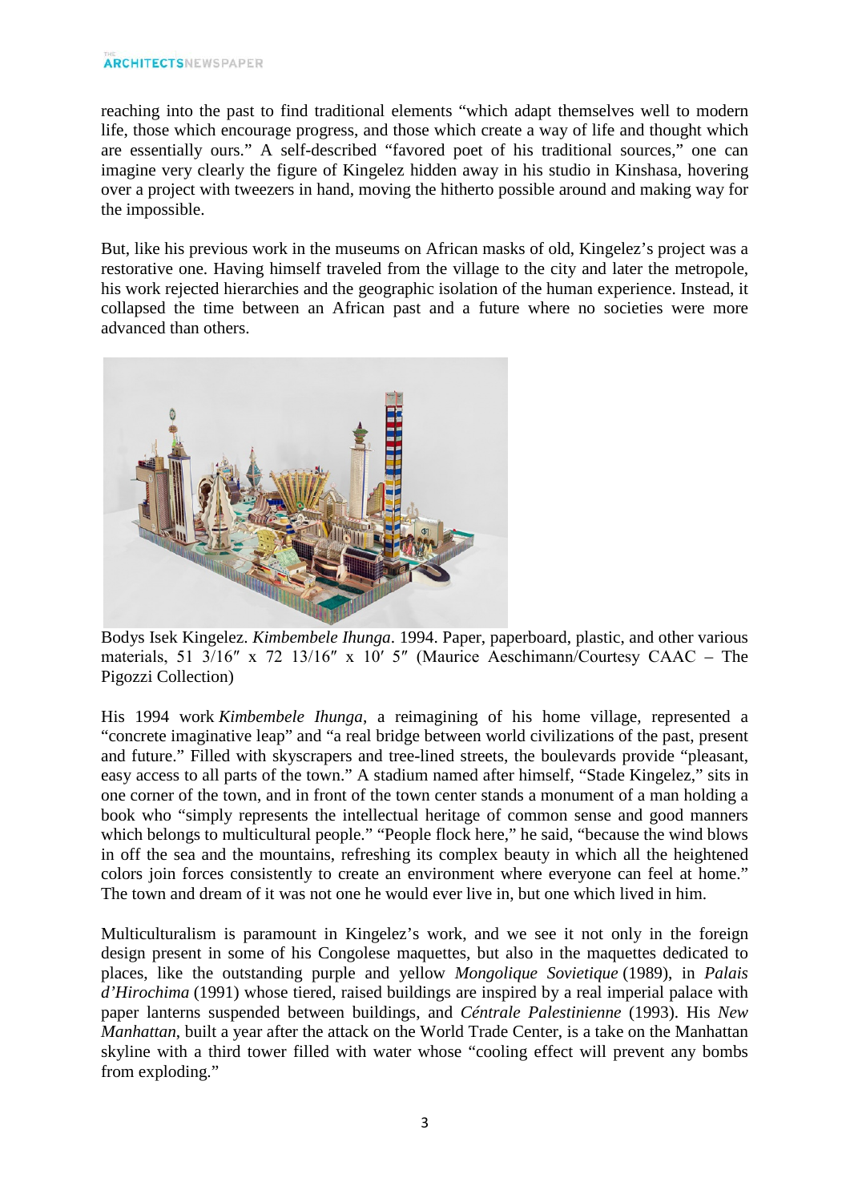reaching into the past to find traditional elements "which adapt themselves well to modern life, those which encourage progress, and those which create a way of life and thought which are essentially ours." A self-described "favored poet of his traditional sources," one can imagine very clearly the figure of Kingelez hidden away in his studio in Kinshasa, hovering over a project with tweezers in hand, moving the hitherto possible around and making way for the impossible.

But, like his previous work in the museums on African masks of old, Kingelez's project was a restorative one. Having himself traveled from the village to the city and later the metropole, his work rejected hierarchies and the geographic isolation of the human experience. Instead, it collapsed the time between an African past and a future where no societies were more advanced than others.

Bodys Isek Kingelez. *Kimbembele Ihunga*. 1994. Paper, paperboard, plastic, and other various materials, 51 3/16″ x 72 13/16″ x 10′ 5″ (Maurice Aeschimann/Courtesy CAAC – The Pigozzi Collection)

His 1994 work *Kimbembele Ihunga*, a reimagining of his home village, represented a "concrete imaginative leap" and "a real bridge between world civilizations of the past, present and future." Filled with skyscrapers and tree-lined streets, the boulevards provide "pleasant, easy access to all parts of the town." A stadium named after himself, "Stade Kingelez," sits in one corner of the town, and in front of the town center stands a monument of a man holding a book who "simply represents the intellectual heritage of common sense and good manners which belongs to multicultural people." "People flock here," he said, "because the wind blows in off the sea and the mountains, refreshing its complex beauty in which all the heightened colors join forces consistently to create an environment where everyone can feel at home." The town and dream of it was not one he would ever live in, but one which lived in him.

Multiculturalism is paramount in Kingelez's work, and we see it not only in the foreign design present in some of his Congolese maquettes, but also in the maquettes dedicated to places, like the outstanding purple and yellow *Mongolique Sovietique* (1989), in *Palais d'Hirochima* (1991) whose tiered, raised buildings are inspired by a real imperial palace with paper lanterns suspended between buildings, and *Céntrale Palestinienne* (1993). His *New Manhattan*, built a year after the attack on the World Trade Center, is a take on the Manhattan skyline with a third tower filled with water whose "cooling effect will prevent any bombs from exploding."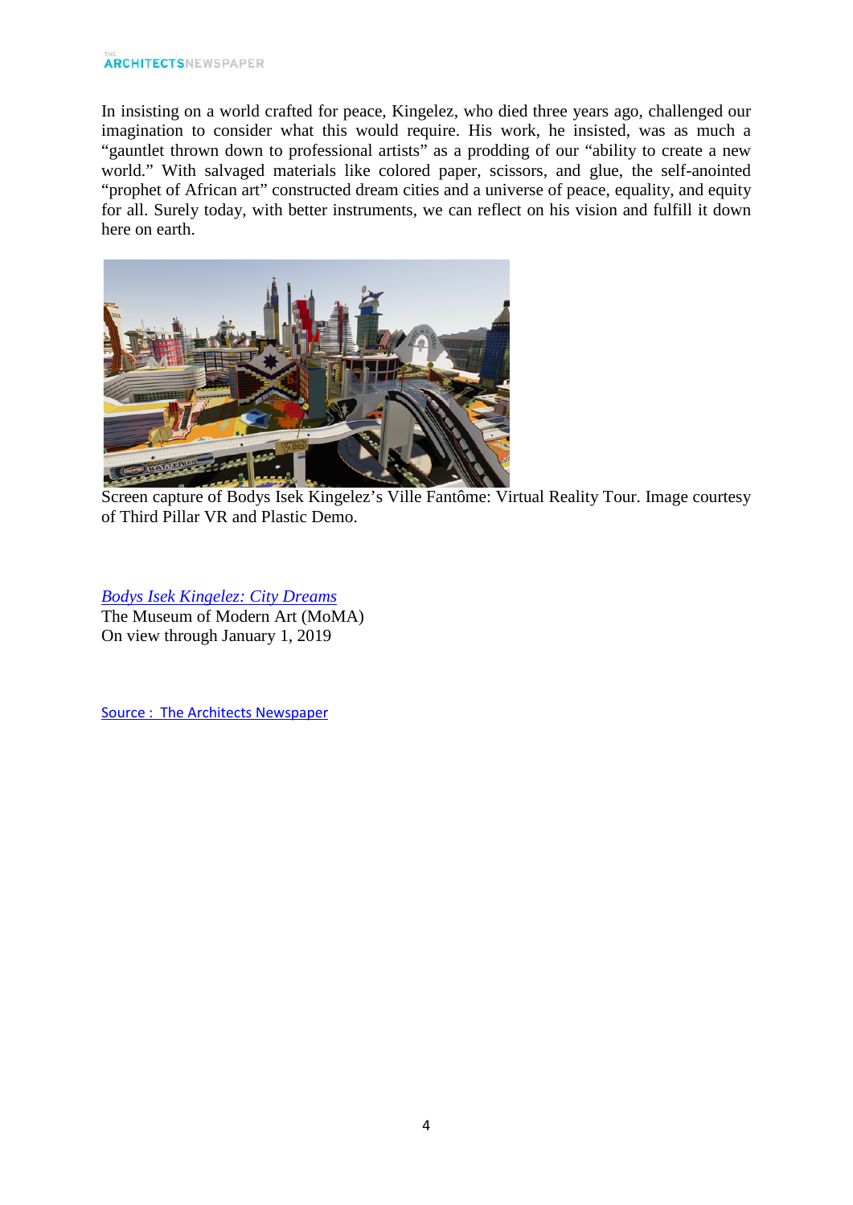In insisting on a world crafted for peace, Kingelez, who died three years ago, challenged our imagination to consider what this would require. His work, he insisted, was as much a "gauntlet thrown down to professional artists" as a prodding of our "ability to create a new world." With salvaged materials like colored paper, scissors, and glue, the self-anointed "prophet of African art" constructed dream cities and a universe of peace, equality, and equity for all. Surely today, with better instruments, we can reflect on his vision and fulfill it down here on earth.

Screen capture of Bodys Isek Kingelez's Ville Fantôme: Virtual Reality Tour. Image courtesy of Third Pillar VR and Plastic Demo.

*Bodys Isek Kingelez: City Dreams*
The Museum of Modern Art (MoMA)
On view through January 1, 2019

Source : The Architects Newspaper